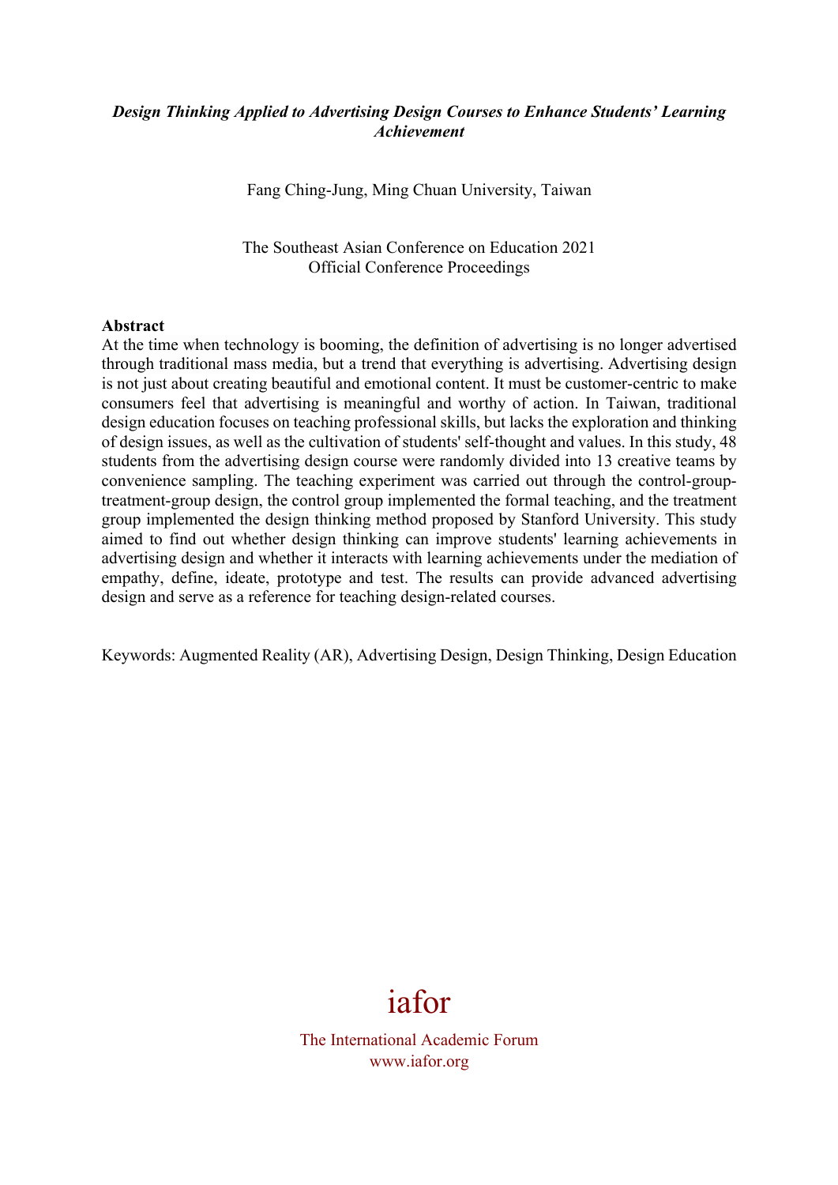***Design Thinking Applied to Advertising Design Courses to Enhance Students' Learning Achievement***

Fang Ching-Jung, Ming Chuan University, Taiwan

The Southeast Asian Conference on Education 2021
Official Conference Proceedings

**Abstract**

At the time when technology is booming, the definition of advertising is no longer advertised through traditional mass media, but a trend that everything is advertising. Advertising design is not just about creating beautiful and emotional content. It must be customer-centric to make consumers feel that advertising is meaningful and worthy of action. In Taiwan, traditional design education focuses on teaching professional skills, but lacks the exploration and thinking of design issues, as well as the cultivation of students' self-thought and values. In this study, 48 students from the advertising design course were randomly divided into 13 creative teams by convenience sampling. The teaching experiment was carried out through the control-group-treatment-group design, the control group implemented the formal teaching, and the treatment group implemented the design thinking method proposed by Stanford University. This study aimed to find out whether design thinking can improve students' learning achievements in advertising design and whether it interacts with learning achievements under the mediation of empathy, define, ideate, prototype and test. The results can provide advanced advertising design and serve as a reference for teaching design-related courses.

Keywords: Augmented Reality (AR), Advertising Design, Design Thinking, Design Education

iafor

The International Academic Forum
www.iafor.org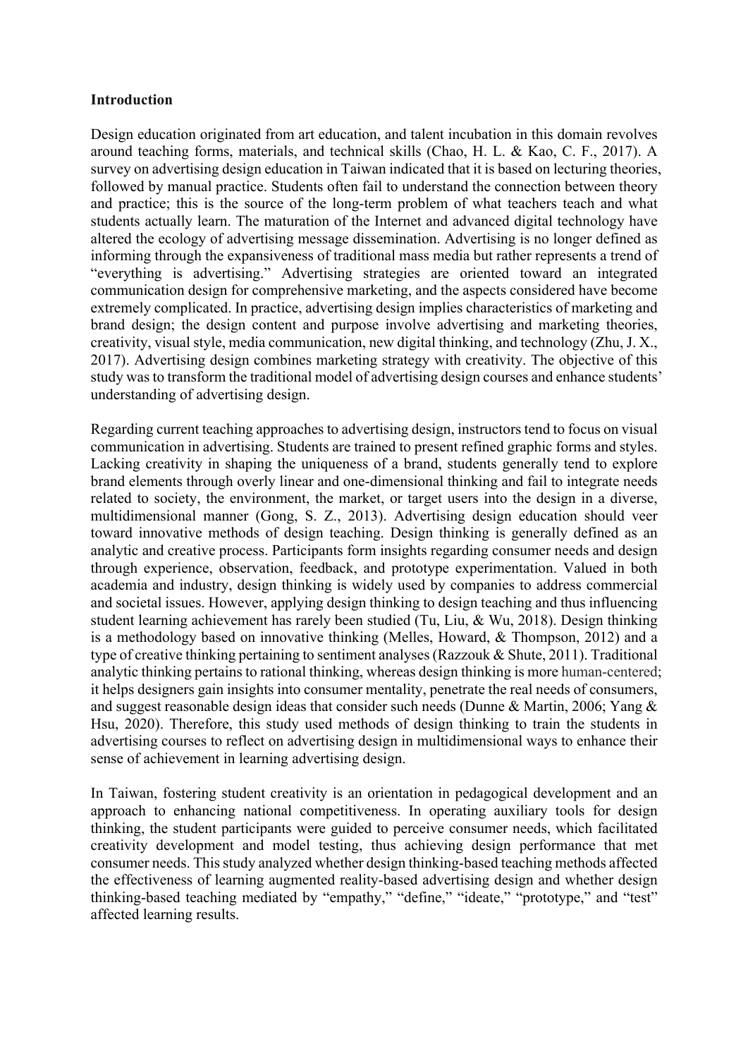**Introduction**

Design education originated from art education, and talent incubation in this domain revolves around teaching forms, materials, and technical skills (Chao, H. L. & Kao, C. F., 2017). A survey on advertising design education in Taiwan indicated that it is based on lecturing theories, followed by manual practice. Students often fail to understand the connection between theory and practice; this is the source of the long-term problem of what teachers teach and what students actually learn. The maturation of the Internet and advanced digital technology have altered the ecology of advertising message dissemination. Advertising is no longer defined as informing through the expansiveness of traditional mass media but rather represents a trend of "everything is advertising." Advertising strategies are oriented toward an integrated communication design for comprehensive marketing, and the aspects considered have become extremely complicated. In practice, advertising design implies characteristics of marketing and brand design; the design content and purpose involve advertising and marketing theories, creativity, visual style, media communication, new digital thinking, and technology (Zhu, J. X., 2017). Advertising design combines marketing strategy with creativity. The objective of this study was to transform the traditional model of advertising design courses and enhance students' understanding of advertising design.

Regarding current teaching approaches to advertising design, instructors tend to focus on visual communication in advertising. Students are trained to present refined graphic forms and styles. Lacking creativity in shaping the uniqueness of a brand, students generally tend to explore brand elements through overly linear and one-dimensional thinking and fail to integrate needs related to society, the environment, the market, or target users into the design in a diverse, multidimensional manner (Gong, S. Z., 2013). Advertising design education should veer toward innovative methods of design teaching. Design thinking is generally defined as an analytic and creative process. Participants form insights regarding consumer needs and design through experience, observation, feedback, and prototype experimentation. Valued in both academia and industry, design thinking is widely used by companies to address commercial and societal issues. However, applying design thinking to design teaching and thus influencing student learning achievement has rarely been studied (Tu, Liu, & Wu, 2018). Design thinking is a methodology based on innovative thinking (Melles, Howard, & Thompson, 2012) and a type of creative thinking pertaining to sentiment analyses (Razzouk & Shute, 2011). Traditional analytic thinking pertains to rational thinking, whereas design thinking is more human-centered; it helps designers gain insights into consumer mentality, penetrate the real needs of consumers, and suggest reasonable design ideas that consider such needs (Dunne & Martin, 2006; Yang & Hsu, 2020). Therefore, this study used methods of design thinking to train the students in advertising courses to reflect on advertising design in multidimensional ways to enhance their sense of achievement in learning advertising design.

In Taiwan, fostering student creativity is an orientation in pedagogical development and an approach to enhancing national competitiveness. In operating auxiliary tools for design thinking, the student participants were guided to perceive consumer needs, which facilitated creativity development and model testing, thus achieving design performance that met consumer needs. This study analyzed whether design thinking-based teaching methods affected the effectiveness of learning augmented reality-based advertising design and whether design thinking-based teaching mediated by "empathy," "define," "ideate," "prototype," and "test" affected learning results.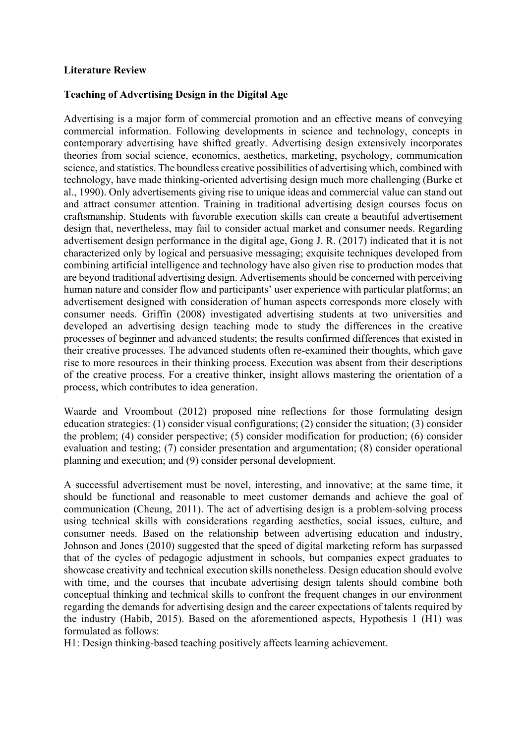**Literature Review**

**Teaching of Advertising Design in the Digital Age**

Advertising is a major form of commercial promotion and an effective means of conveying commercial information. Following developments in science and technology, concepts in contemporary advertising have shifted greatly. Advertising design extensively incorporates theories from social science, economics, aesthetics, marketing, psychology, communication science, and statistics. The boundless creative possibilities of advertising which, combined with technology, have made thinking-oriented advertising design much more challenging (Burke et al., 1990). Only advertisements giving rise to unique ideas and commercial value can stand out and attract consumer attention. Training in traditional advertising design courses focus on craftsmanship. Students with favorable execution skills can create a beautiful advertisement design that, nevertheless, may fail to consider actual market and consumer needs. Regarding advertisement design performance in the digital age, Gong J. R. (2017) indicated that it is not characterized only by logical and persuasive messaging; exquisite techniques developed from combining artificial intelligence and technology have also given rise to production modes that are beyond traditional advertising design. Advertisements should be concerned with perceiving human nature and consider flow and participants' user experience with particular platforms; an advertisement designed with consideration of human aspects corresponds more closely with consumer needs. Griffin (2008) investigated advertising students at two universities and developed an advertising design teaching mode to study the differences in the creative processes of beginner and advanced students; the results confirmed differences that existed in their creative processes. The advanced students often re-examined their thoughts, which gave rise to more resources in their thinking process. Execution was absent from their descriptions of the creative process. For a creative thinker, insight allows mastering the orientation of a process, which contributes to idea generation.

Waarde and Vroombout (2012) proposed nine reflections for those formulating design education strategies: (1) consider visual configurations; (2) consider the situation; (3) consider the problem; (4) consider perspective; (5) consider modification for production; (6) consider evaluation and testing; (7) consider presentation and argumentation; (8) consider operational planning and execution; and (9) consider personal development.

A successful advertisement must be novel, interesting, and innovative; at the same time, it should be functional and reasonable to meet customer demands and achieve the goal of communication (Cheung, 2011). The act of advertising design is a problem-solving process using technical skills with considerations regarding aesthetics, social issues, culture, and consumer needs. Based on the relationship between advertising education and industry, Johnson and Jones (2010) suggested that the speed of digital marketing reform has surpassed that of the cycles of pedagogic adjustment in schools, but companies expect graduates to showcase creativity and technical execution skills nonetheless. Design education should evolve with time, and the courses that incubate advertising design talents should combine both conceptual thinking and technical skills to confront the frequent changes in our environment regarding the demands for advertising design and the career expectations of talents required by the industry (Habib, 2015). Based on the aforementioned aspects, Hypothesis 1 (H1) was formulated as follows:

H1: Design thinking-based teaching positively affects learning achievement.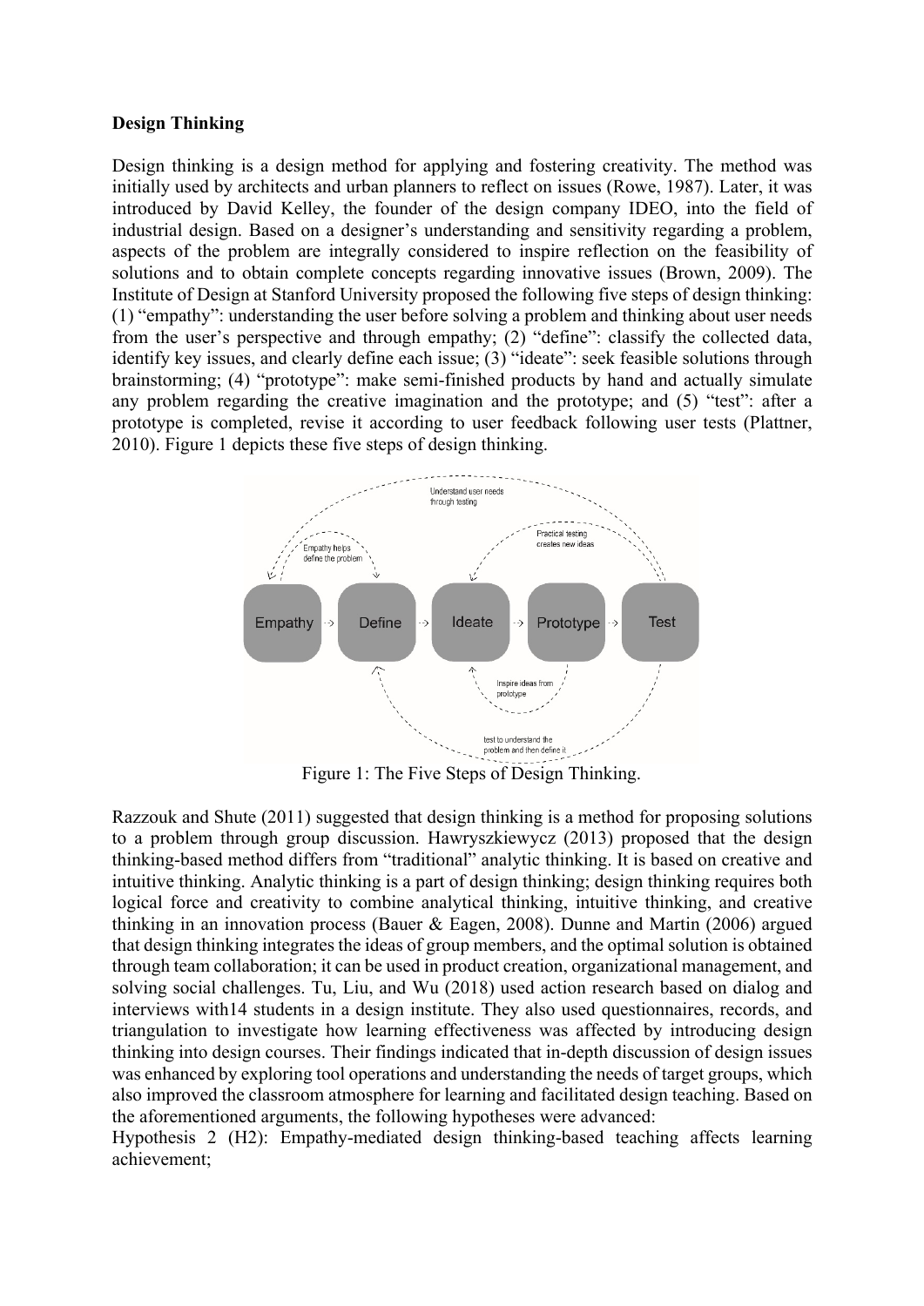**Design Thinking**

Design thinking is a design method for applying and fostering creativity. The method was initially used by architects and urban planners to reflect on issues (Rowe, 1987). Later, it was introduced by David Kelley, the founder of the design company IDEO, into the field of industrial design. Based on a designer's understanding and sensitivity regarding a problem, aspects of the problem are integrally considered to inspire reflection on the feasibility of solutions and to obtain complete concepts regarding innovative issues (Brown, 2009). The Institute of Design at Stanford University proposed the following five steps of design thinking: (1) "empathy": understanding the user before solving a problem and thinking about user needs from the user's perspective and through empathy; (2) "define": classify the collected data, identify key issues, and clearly define each issue; (3) "ideate": seek feasible solutions through brainstorming; (4) "prototype": make semi-finished products by hand and actually simulate any problem regarding the creative imagination and the prototype; and (5) "test": after a prototype is completed, revise it according to user feedback following user tests (Plattner, 2010). Figure 1 depicts these five steps of design thinking.

Figure 1: The Five Steps of Design Thinking.

Razzouk and Shute (2011) suggested that design thinking is a method for proposing solutions to a problem through group discussion. Hawryszkiewycz (2013) proposed that the design thinking-based method differs from "traditional" analytic thinking. It is based on creative and intuitive thinking. Analytic thinking is a part of design thinking; design thinking requires both logical force and creativity to combine analytical thinking, intuitive thinking, and creative thinking in an innovation process (Bauer & Eagen, 2008). Dunne and Martin (2006) argued that design thinking integrates the ideas of group members, and the optimal solution is obtained through team collaboration; it can be used in product creation, organizational management, and solving social challenges. Tu, Liu, and Wu (2018) used action research based on dialog and interviews with14 students in a design institute. They also used questionnaires, records, and triangulation to investigate how learning effectiveness was affected by introducing design thinking into design courses. Their findings indicated that in-depth discussion of design issues was enhanced by exploring tool operations and understanding the needs of target groups, which also improved the classroom atmosphere for learning and facilitated design teaching. Based on the aforementioned arguments, the following hypotheses were advanced:

Hypothesis 2 (H2): Empathy-mediated design thinking-based teaching affects learning achievement;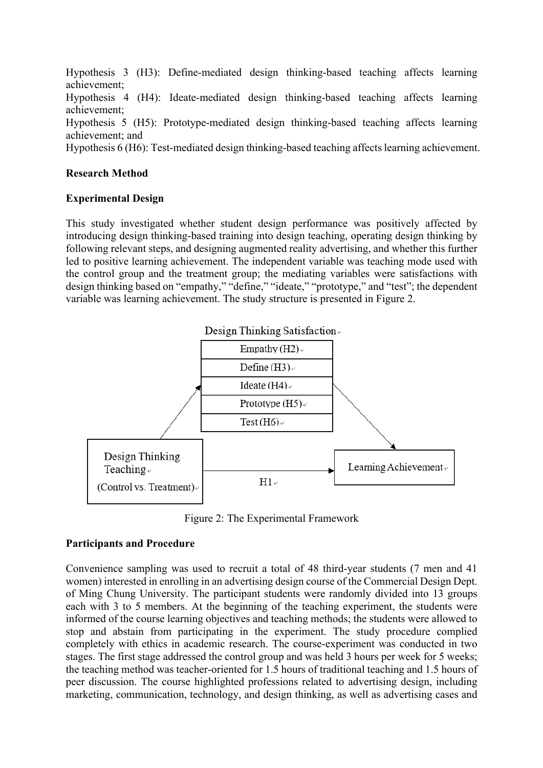Hypothesis 3 (H3): Define-mediated design thinking-based teaching affects learning achievement;

Hypothesis 4 (H4): Ideate-mediated design thinking-based teaching affects learning achievement;

Hypothesis 5 (H5): Prototype-mediated design thinking-based teaching affects learning achievement; and

Hypothesis 6 (H6): Test-mediated design thinking-based teaching affects learning achievement.

## Research Method

### Experimental Design

This study investigated whether student design performance was positively affected by introducing design thinking-based training into design teaching, operating design thinking by following relevant steps, and designing augmented reality advertising, and whether this further led to positive learning achievement. The independent variable was teaching mode used with the control group and the treatment group; the mediating variables were satisfactions with design thinking based on "empathy," "define," "ideate," "prototype," and "test"; the dependent variable was learning achievement. The study structure is presented in Figure 2.

Design Thinking Satisfaction

| Empathy (H2) |
|---|
| Define (H3) |
| Ideate (H4) |
| Prototype (H5) |
| Test (H6) |

Design Thinking Teaching (Control vs. Treatment) → H1 → Learning Achievement

Figure 2: The Experimental Framework

### Participants and Procedure

Convenience sampling was used to recruit a total of 48 third-year students (7 men and 41 women) interested in enrolling in an advertising design course of the Commercial Design Dept. of Ming Chung University. The participant students were randomly divided into 13 groups each with 3 to 5 members. At the beginning of the teaching experiment, the students were informed of the course learning objectives and teaching methods; the students were allowed to stop and abstain from participating in the experiment. The study procedure complied completely with ethics in academic research. The course-experiment was conducted in two stages. The first stage addressed the control group and was held 3 hours per week for 5 weeks; the teaching method was teacher-oriented for 1.5 hours of traditional teaching and 1.5 hours of peer discussion. The course highlighted professions related to advertising design, including marketing, communication, technology, and design thinking, as well as advertising cases and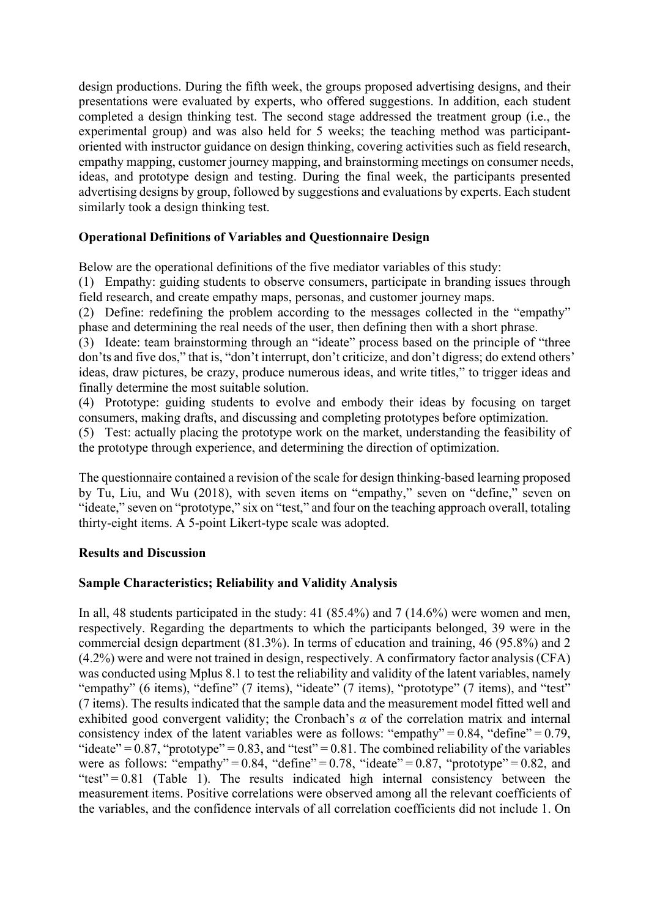design productions. During the fifth week, the groups proposed advertising designs, and their presentations were evaluated by experts, who offered suggestions. In addition, each student completed a design thinking test. The second stage addressed the treatment group (i.e., the experimental group) and was also held for 5 weeks; the teaching method was participant-oriented with instructor guidance on design thinking, covering activities such as field research, empathy mapping, customer journey mapping, and brainstorming meetings on consumer needs, ideas, and prototype design and testing. During the final week, the participants presented advertising designs by group, followed by suggestions and evaluations by experts. Each student similarly took a design thinking test.

### Operational Definitions of Variables and Questionnaire Design

Below are the operational definitions of the five mediator variables of this study:

(1) Empathy: guiding students to observe consumers, participate in branding issues through field research, and create empathy maps, personas, and customer journey maps.

(2) Define: redefining the problem according to the messages collected in the "empathy" phase and determining the real needs of the user, then defining then with a short phrase.

(3) Ideate: team brainstorming through an "ideate" process based on the principle of "three don'ts and five dos," that is, "don't interrupt, don't criticize, and don't digress; do extend others' ideas, draw pictures, be crazy, produce numerous ideas, and write titles," to trigger ideas and finally determine the most suitable solution.

(4) Prototype: guiding students to evolve and embody their ideas by focusing on target consumers, making drafts, and discussing and completing prototypes before optimization.

(5) Test: actually placing the prototype work on the market, understanding the feasibility of the prototype through experience, and determining the direction of optimization.

The questionnaire contained a revision of the scale for design thinking-based learning proposed by Tu, Liu, and Wu (2018), with seven items on "empathy," seven on "define," seven on "ideate," seven on "prototype," six on "test," and four on the teaching approach overall, totaling thirty-eight items. A 5-point Likert-type scale was adopted.

## Results and Discussion

### Sample Characteristics; Reliability and Validity Analysis

In all, 48 students participated in the study: 41 (85.4%) and 7 (14.6%) were women and men, respectively. Regarding the departments to which the participants belonged, 39 were in the commercial design department (81.3%). In terms of education and training, 46 (95.8%) and 2 (4.2%) were and were not trained in design, respectively. A confirmatory factor analysis (CFA) was conducted using Mplus 8.1 to test the reliability and validity of the latent variables, namely "empathy" (6 items), "define" (7 items), "ideate" (7 items), "prototype" (7 items), and "test" (7 items). The results indicated that the sample data and the measurement model fitted well and exhibited good convergent validity; the Cronbach's $\alpha$ of the correlation matrix and internal consistency index of the latent variables were as follows: "empathy" = 0.84, "define" = 0.79, "ideate" = 0.87, "prototype" = 0.83, and "test" = 0.81. The combined reliability of the variables were as follows: "empathy" = 0.84, "define" = 0.78, "ideate" = 0.87, "prototype" = 0.82, and "test" = 0.81 (Table 1). The results indicated high internal consistency between the measurement items. Positive correlations were observed among all the relevant coefficients of the variables, and the confidence intervals of all correlation coefficients did not include 1. On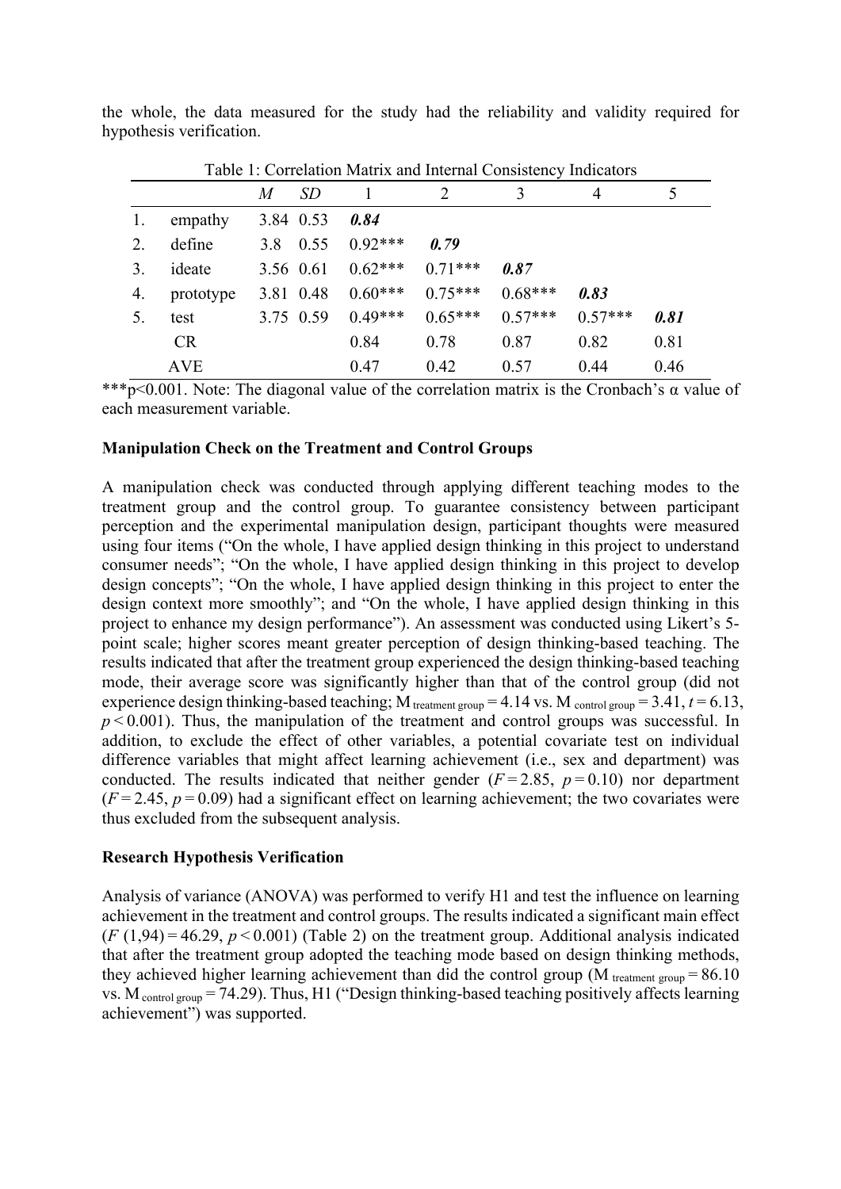the whole, the data measured for the study had the reliability and validity required for hypothesis verification.

Table 1: Correlation Matrix and Internal Consistency Indicators

| | | *M* | *SD* | 1 | 2 | 3 | 4 | 5 |
|---|---|---|---|---|---|---|---|---|
| 1. | empathy | 3.84 | 0.53 | ***0.84*** | | | | |
| 2. | define | 3.8 | 0.55 | 0.92*** | ***0.79*** | | | |
| 3. | ideate | 3.56 | 0.61 | 0.62*** | 0.71*** | ***0.87*** | | |
| 4. | prototype | 3.81 | 0.48 | 0.60*** | 0.75*** | 0.68*** | ***0.83*** | |
| 5. | test | 3.75 | 0.59 | 0.49*** | 0.65*** | 0.57*** | 0.57*** | ***0.81*** |
| | CR | | | 0.84 | 0.78 | 0.87 | 0.82 | 0.81 |
| | AVE | | | 0.47 | 0.42 | 0.57 | 0.44 | 0.46 |

***p<0.001. Note: The diagonal value of the correlation matrix is the Cronbach's α value of each measurement variable.

**Manipulation Check on the Treatment and Control Groups**

A manipulation check was conducted through applying different teaching modes to the treatment group and the control group. To guarantee consistency between participant perception and the experimental manipulation design, participant thoughts were measured using four items ("On the whole, I have applied design thinking in this project to understand consumer needs"; "On the whole, I have applied design thinking in this project to develop design concepts"; "On the whole, I have applied design thinking in this project to enter the design context more smoothly"; and "On the whole, I have applied design thinking in this project to enhance my design performance"). An assessment was conducted using Likert's 5-point scale; higher scores meant greater perception of design thinking-based teaching. The results indicated that after the treatment group experienced the design thinking-based teaching mode, their average score was significantly higher than that of the control group (did not experience design thinking-based teaching; $M_{\text{treatment group}} = 4.14$ vs. $M_{\text{control group}} = 3.41$, $t = 6.13$, $p < 0.001$). Thus, the manipulation of the treatment and control groups was successful. In addition, to exclude the effect of other variables, a potential covariate test on individual difference variables that might affect learning achievement (i.e., sex and department) was conducted. The results indicated that neither gender ($F = 2.85$, $p = 0.10$) nor department ($F = 2.45$, $p = 0.09$) had a significant effect on learning achievement; the two covariates were thus excluded from the subsequent analysis.

**Research Hypothesis Verification**

Analysis of variance (ANOVA) was performed to verify H1 and test the influence on learning achievement in the treatment and control groups. The results indicated a significant main effect ($F\ (1,94) = 46.29$, $p < 0.001$) (Table 2) on the treatment group. Additional analysis indicated that after the treatment group adopted the teaching mode based on design thinking methods, they achieved higher learning achievement than did the control group ($M_{\text{treatment group}} = 86.10$ vs. $M_{\text{control group}} = 74.29$). Thus, H1 ("Design thinking-based teaching positively affects learning achievement") was supported.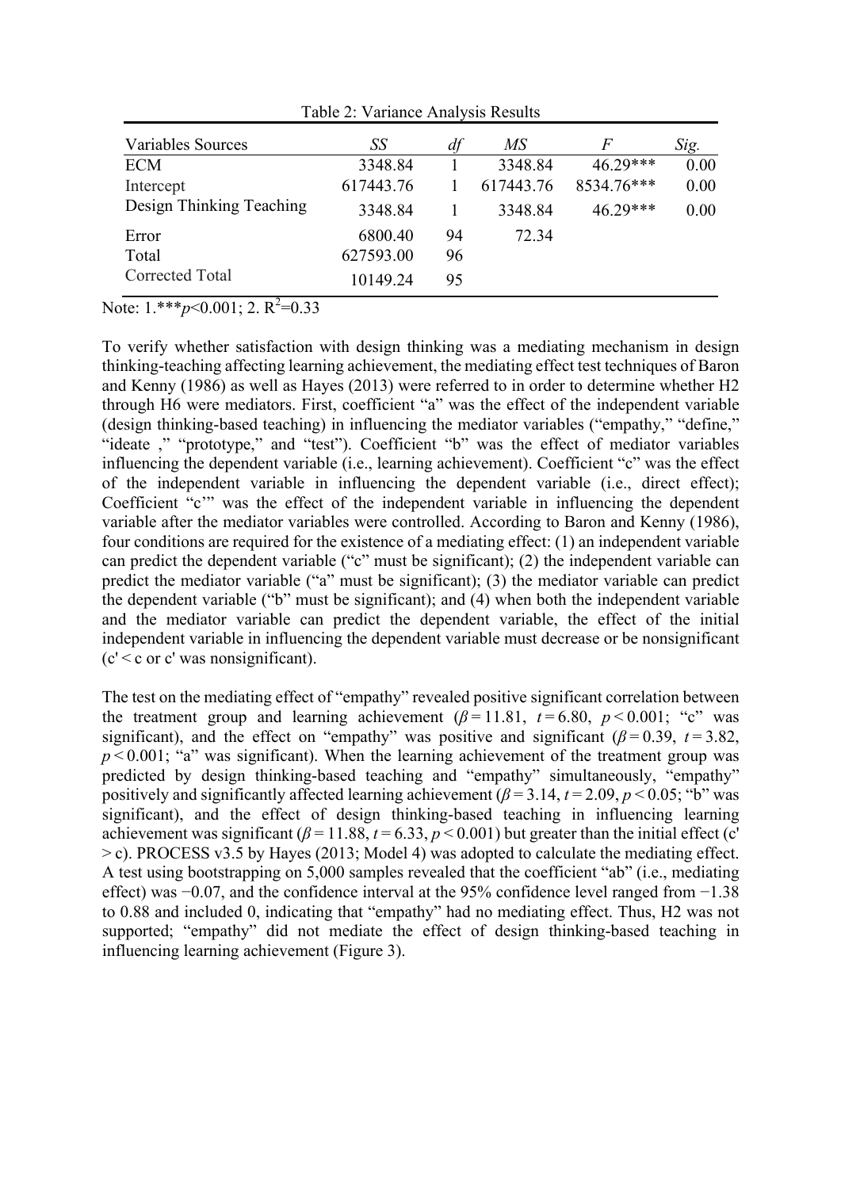Table 2: Variance Analysis Results

| Variables Sources | *SS* | *df* | *MS* | *F* | *Sig.* |
|---|---|---|---|---|---|
| ECM | 3348.84 | 1 | 3348.84 | 46.29*** | 0.00 |
| Intercept | 617443.76 | 1 | 617443.76 | 8534.76*** | 0.00 |
| Design Thinking Teaching | 3348.84 | 1 | 3348.84 | 46.29*** | 0.00 |
| Error | 6800.40 | 94 | 72.34 | | |
| Total | 627593.00 | 96 | | | |
| Corrected Total | 10149.24 | 95 | | | |

Note: 1.***$p$<0.001; 2. $R^2$=0.33

To verify whether satisfaction with design thinking was a mediating mechanism in design thinking-teaching affecting learning achievement, the mediating effect test techniques of Baron and Kenny (1986) as well as Hayes (2013) were referred to in order to determine whether H2 through H6 were mediators. First, coefficient "a" was the effect of the independent variable (design thinking-based teaching) in influencing the mediator variables ("empathy," "define," "ideate ," "prototype," and "test"). Coefficient "b" was the effect of mediator variables influencing the dependent variable (i.e., learning achievement). Coefficient "c" was the effect of the independent variable in influencing the dependent variable (i.e., direct effect); Coefficient "c'" was the effect of the independent variable in influencing the dependent variable after the mediator variables were controlled. According to Baron and Kenny (1986), four conditions are required for the existence of a mediating effect: (1) an independent variable can predict the dependent variable ("c" must be significant); (2) the independent variable can predict the mediator variable ("a" must be significant); (3) the mediator variable can predict the dependent variable ("b" must be significant); and (4) when both the independent variable and the mediator variable can predict the dependent variable, the effect of the initial independent variable in influencing the dependent variable must decrease or be nonsignificant (c' < c or c' was nonsignificant).

The test on the mediating effect of "empathy" revealed positive significant correlation between the treatment group and learning achievement ($\beta = 11.81$, $t = 6.80$, $p < 0.001$; "c" was significant), and the effect on "empathy" was positive and significant ($\beta = 0.39$, $t = 3.82$, $p < 0.001$; "a" was significant). When the learning achievement of the treatment group was predicted by design thinking-based teaching and "empathy" simultaneously, "empathy" positively and significantly affected learning achievement ($\beta = 3.14$, $t = 2.09$, $p < 0.05$; "b" was significant), and the effect of design thinking-based teaching in influencing learning achievement was significant ($\beta = 11.88$, $t = 6.33$, $p < 0.001$) but greater than the initial effect (c' > c). PROCESS v3.5 by Hayes (2013; Model 4) was adopted to calculate the mediating effect. A test using bootstrapping on 5,000 samples revealed that the coefficient "ab" (i.e., mediating effect) was −0.07, and the confidence interval at the 95% confidence level ranged from −1.38 to 0.88 and included 0, indicating that "empathy" had no mediating effect. Thus, H2 was not supported; "empathy" did not mediate the effect of design thinking-based teaching in influencing learning achievement (Figure 3).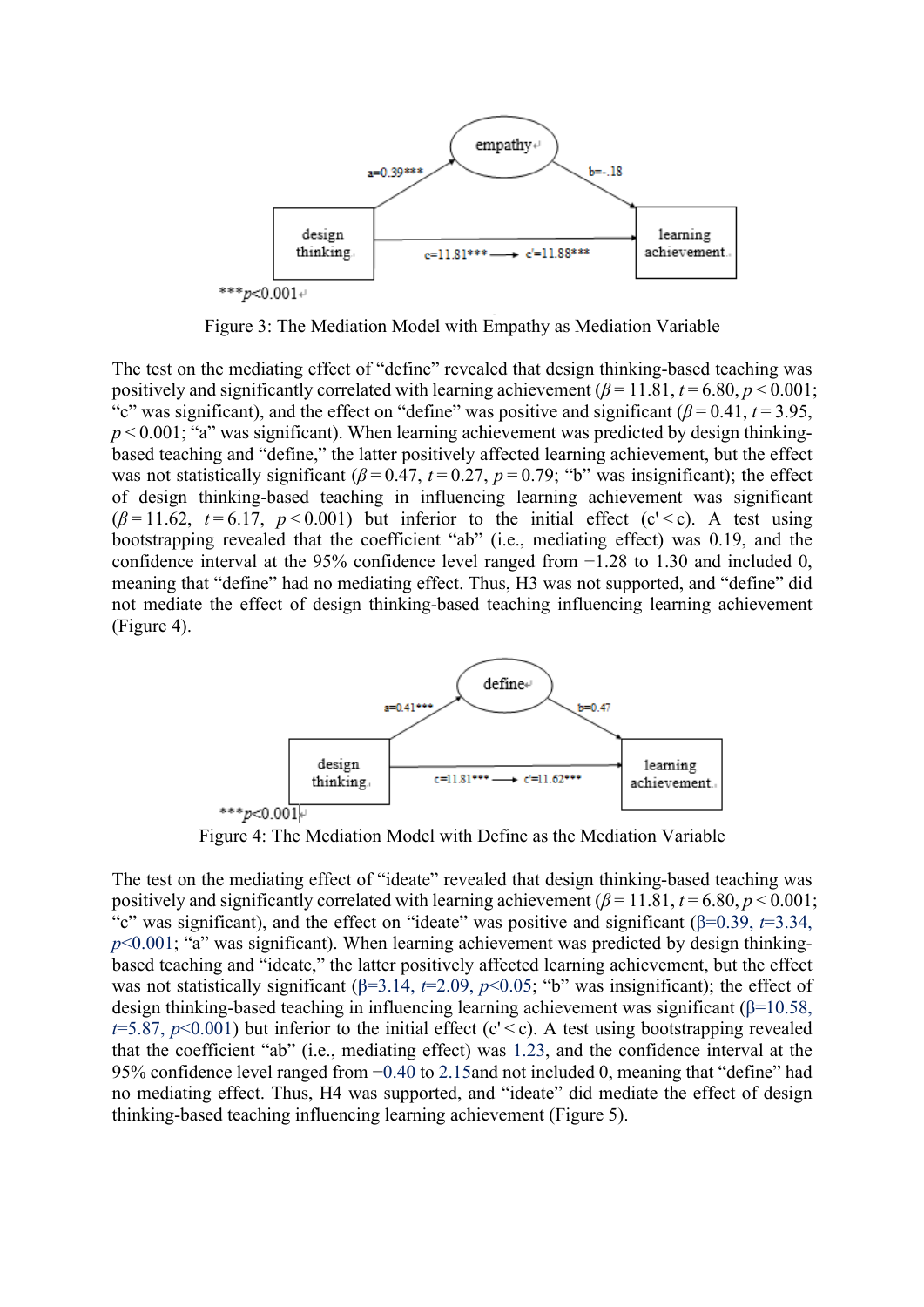Figure 3: The Mediation Model with Empathy as Mediation Variable

The test on the mediating effect of “define” revealed that design thinking-based teaching was positively and significantly correlated with learning achievement ($\beta = 11.81$, $t = 6.80$, $p < 0.001$; “c” was significant), and the effect on “define” was positive and significant ($\beta = 0.41$, $t = 3.95$, $p < 0.001$; “a” was significant). When learning achievement was predicted by design thinking-based teaching and “define,” the latter positively affected learning achievement, but the effect was not statistically significant ($\beta = 0.47$, $t = 0.27$, $p = 0.79$; “b” was insignificant); the effect of design thinking-based teaching in influencing learning achievement was significant ($\beta = 11.62$, $t = 6.17$, $p < 0.001$) but inferior to the initial effect ($c' < c$). A test using bootstrapping revealed that the coefficient “ab” (i.e., mediating effect) was 0.19, and the confidence interval at the 95% confidence level ranged from −1.28 to 1.30 and included 0, meaning that “define” had no mediating effect. Thus, H3 was not supported, and “define” did not mediate the effect of design thinking-based teaching influencing learning achievement (Figure 4).

Figure 4: The Mediation Model with Define as the Mediation Variable

The test on the mediating effect of “ideate” revealed that design thinking-based teaching was positively and significantly correlated with learning achievement ($\beta = 11.81$, $t = 6.80$, $p < 0.001$; “c” was significant), and the effect on “ideate” was positive and significant ($\beta=0.39$, $t=3.34$, $p<0.001$; “a” was significant). When learning achievement was predicted by design thinking-based teaching and “ideate,” the latter positively affected learning achievement, but the effect was not statistically significant ($\beta=3.14$, $t=2.09$, $p<0.05$; “b” was insignificant); the effect of design thinking-based teaching in influencing learning achievement was significant ($\beta=10.58$, $t=5.87$, $p<0.001$) but inferior to the initial effect ($c' < c$). A test using bootstrapping revealed that the coefficient “ab” (i.e., mediating effect) was 1.23, and the confidence interval at the 95% confidence level ranged from −0.40 to 2.15and not included 0, meaning that “define” had no mediating effect. Thus, H4 was supported, and “ideate” did mediate the effect of design thinking-based teaching influencing learning achievement (Figure 5).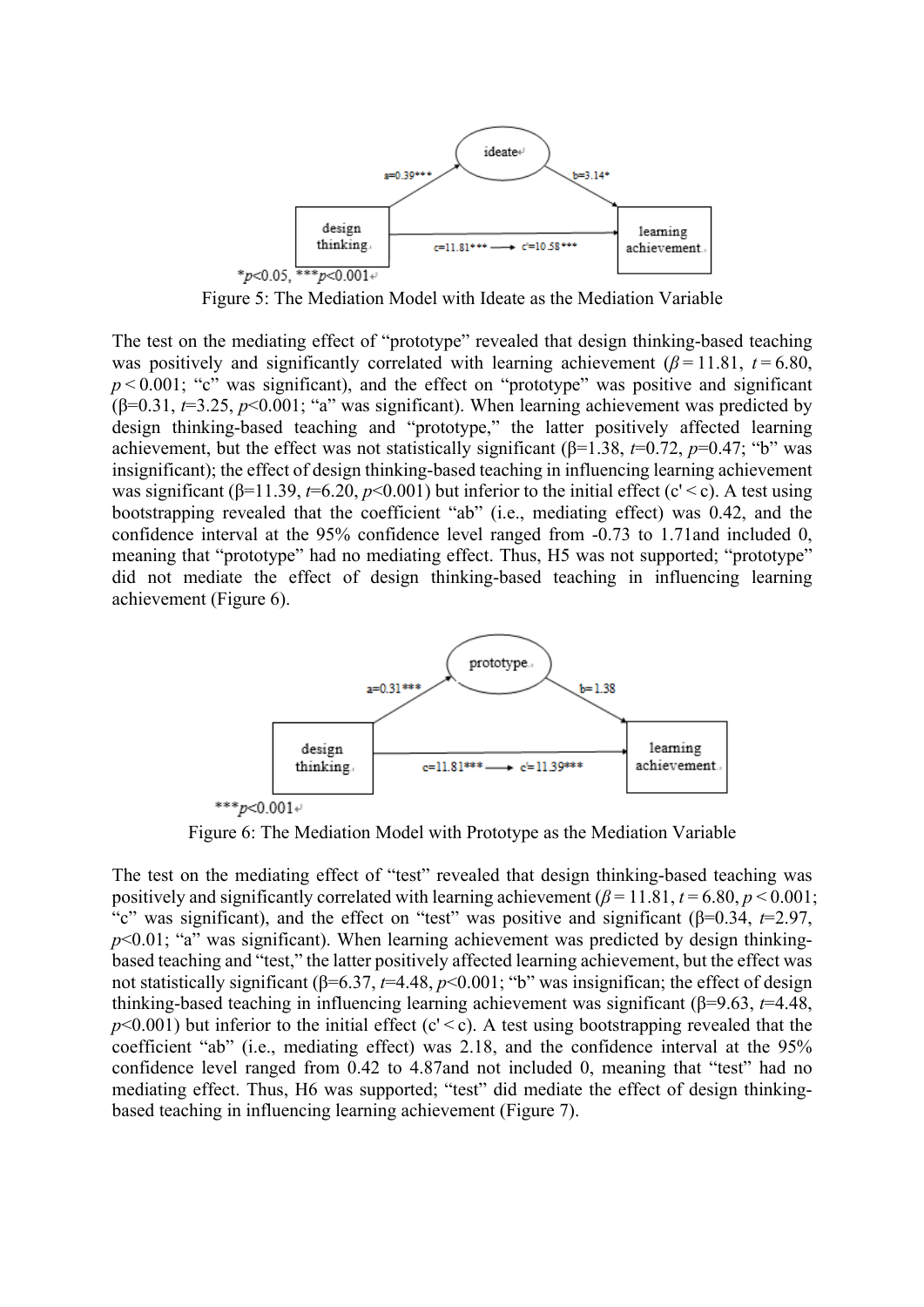Figure 5: The Mediation Model with Ideate as the Mediation Variable

The test on the mediating effect of “prototype” revealed that design thinking-based teaching was positively and significantly correlated with learning achievement ($\beta = 11.81$, $t = 6.80$, $p < 0.001$; “c” was significant), and the effect on “prototype” was positive and significant ($\beta$=0.31, $t$=3.25, $p$<0.001; “a” was significant). When learning achievement was predicted by design thinking-based teaching and “prototype,” the latter positively affected learning achievement, but the effect was not statistically significant ($\beta$=1.38, $t$=0.72, $p$=0.47; “b” was insignificant); the effect of design thinking-based teaching in influencing learning achievement was significant ($\beta$=11.39, $t$=6.20, $p$<0.001) but inferior to the initial effect (c' < c). A test using bootstrapping revealed that the coefficient “ab” (i.e., mediating effect) was 0.42, and the confidence interval at the 95% confidence level ranged from -0.73 to 1.71and included 0, meaning that “prototype” had no mediating effect. Thus, H5 was not supported; “prototype” did not mediate the effect of design thinking-based teaching in influencing learning achievement (Figure 6).

Figure 6: The Mediation Model with Prototype as the Mediation Variable

The test on the mediating effect of “test” revealed that design thinking-based teaching was positively and significantly correlated with learning achievement ($\beta = 11.81$, $t = 6.80$, $p < 0.001$; “c” was significant), and the effect on “test” was positive and significant ($\beta$=0.34, $t$=2.97, $p$<0.01; “a” was significant). When learning achievement was predicted by design thinking-based teaching and “test,” the latter positively affected learning achievement, but the effect was not statistically significant ($\beta$=6.37, $t$=4.48, $p$<0.001; “b” was insignifican; the effect of design thinking-based teaching in influencing learning achievement was significant ($\beta$=9.63, $t$=4.48, $p$<0.001) but inferior to the initial effect (c' < c). A test using bootstrapping revealed that the coefficient “ab” (i.e., mediating effect) was 2.18, and the confidence interval at the 95% confidence level ranged from 0.42 to 4.87and not included 0, meaning that “test” had no mediating effect. Thus, H6 was supported; “test” did mediate the effect of design thinking-based teaching in influencing learning achievement (Figure 7).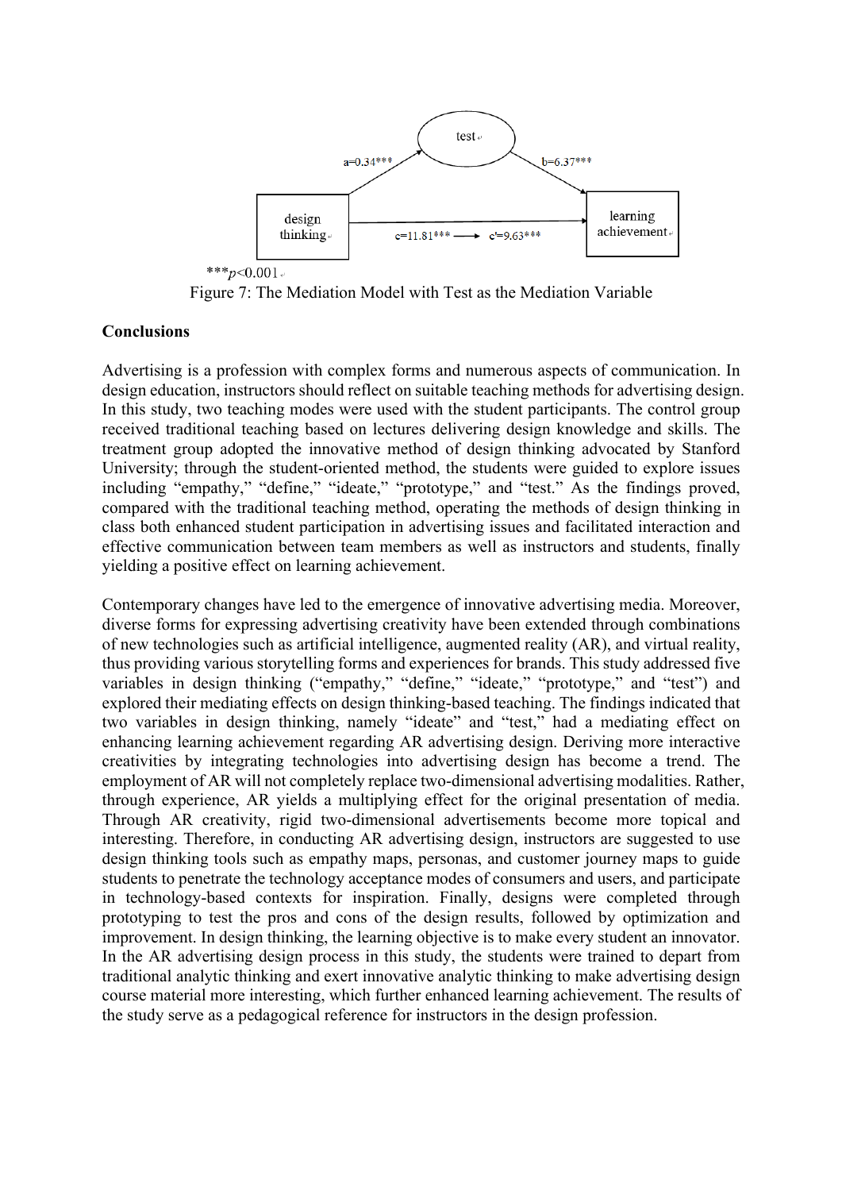test

a=0.34***

b=6.37***

design thinking

learning achievement

c=11.81*** → c'=9.63***

***$p<0.001$

Figure 7: The Mediation Model with Test as the Mediation Variable

**Conclusions**

Advertising is a profession with complex forms and numerous aspects of communication. In design education, instructors should reflect on suitable teaching methods for advertising design. In this study, two teaching modes were used with the student participants. The control group received traditional teaching based on lectures delivering design knowledge and skills. The treatment group adopted the innovative method of design thinking advocated by Stanford University; through the student-oriented method, the students were guided to explore issues including "empathy," "define," "ideate," "prototype," and "test." As the findings proved, compared with the traditional teaching method, operating the methods of design thinking in class both enhanced student participation in advertising issues and facilitated interaction and effective communication between team members as well as instructors and students, finally yielding a positive effect on learning achievement.

Contemporary changes have led to the emergence of innovative advertising media. Moreover, diverse forms for expressing advertising creativity have been extended through combinations of new technologies such as artificial intelligence, augmented reality (AR), and virtual reality, thus providing various storytelling forms and experiences for brands. This study addressed five variables in design thinking ("empathy," "define," "ideate," "prototype," and "test") and explored their mediating effects on design thinking-based teaching. The findings indicated that two variables in design thinking, namely "ideate" and "test," had a mediating effect on enhancing learning achievement regarding AR advertising design. Deriving more interactive creativities by integrating technologies into advertising design has become a trend. The employment of AR will not completely replace two-dimensional advertising modalities. Rather, through experience, AR yields a multiplying effect for the original presentation of media. Through AR creativity, rigid two-dimensional advertisements become more topical and interesting. Therefore, in conducting AR advertising design, instructors are suggested to use design thinking tools such as empathy maps, personas, and customer journey maps to guide students to penetrate the technology acceptance modes of consumers and users, and participate in technology-based contexts for inspiration. Finally, designs were completed through prototyping to test the pros and cons of the design results, followed by optimization and improvement. In design thinking, the learning objective is to make every student an innovator. In the AR advertising design process in this study, the students were trained to depart from traditional analytic thinking and exert innovative analytic thinking to make advertising design course material more interesting, which further enhanced learning achievement. The results of the study serve as a pedagogical reference for instructors in the design profession.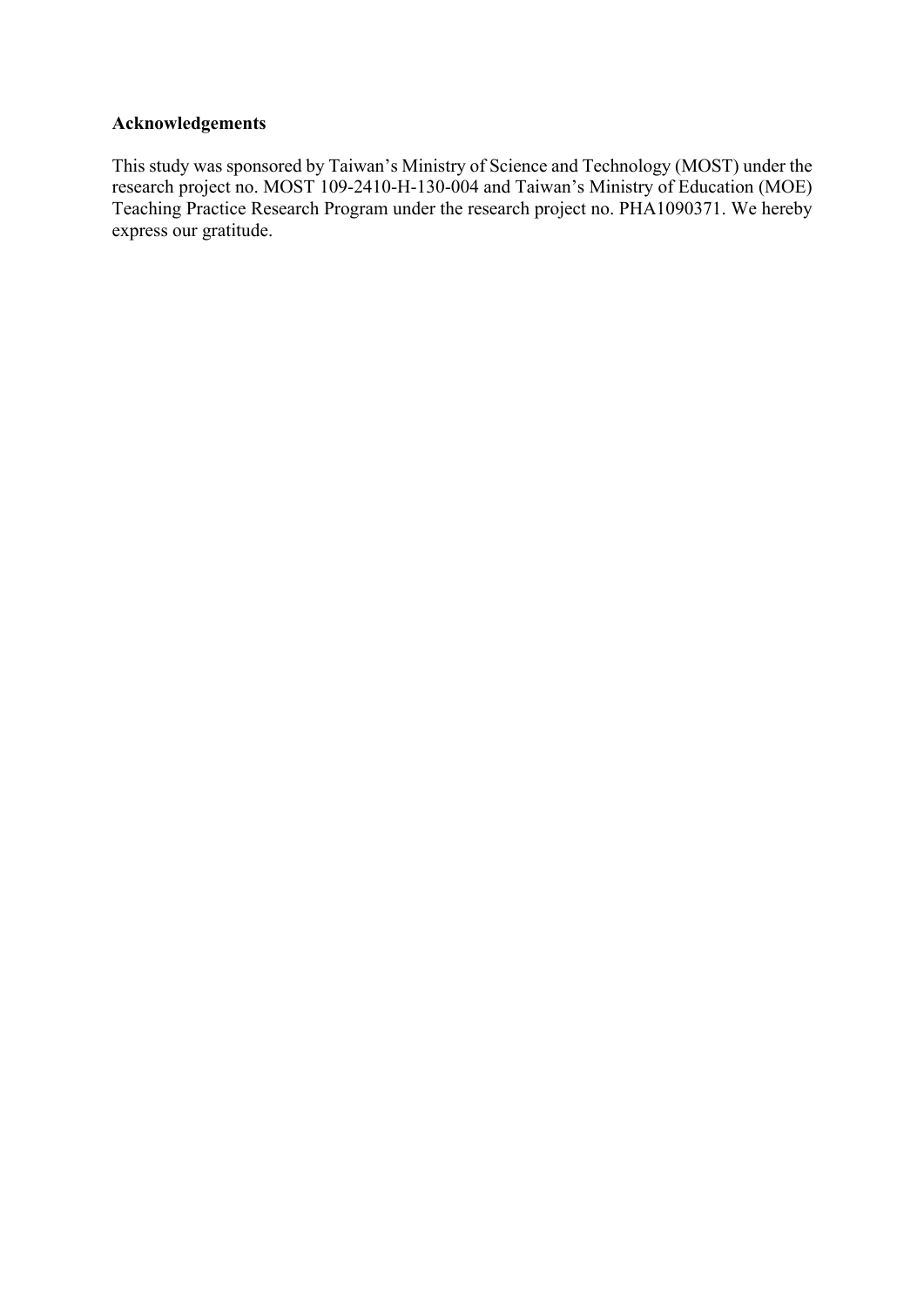**Acknowledgements**

This study was sponsored by Taiwan's Ministry of Science and Technology (MOST) under the research project no. MOST 109-2410-H-130-004 and Taiwan's Ministry of Education (MOE) Teaching Practice Research Program under the research project no. PHA1090371. We hereby express our gratitude.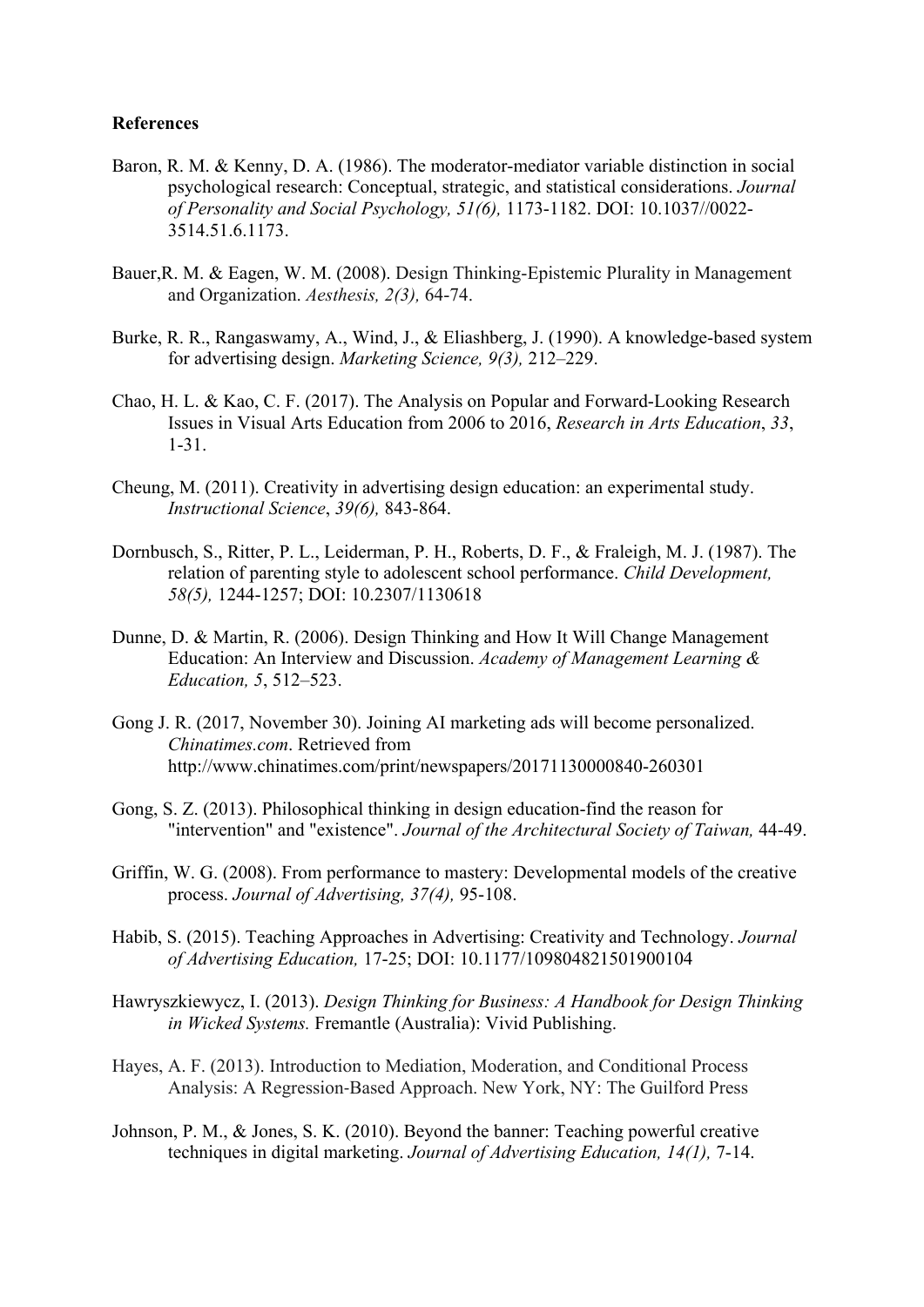**References**

Baron, R. M. & Kenny, D. A. (1986). The moderator-mediator variable distinction in social psychological research: Conceptual, strategic, and statistical considerations. *Journal of Personality and Social Psychology, 51(6),* 1173-1182. DOI: 10.1037//0022-3514.51.6.1173.

Bauer,R. M. & Eagen, W. M. (2008). Design Thinking-Epistemic Plurality in Management and Organization. *Aesthesis, 2(3),* 64-74.

Burke, R. R., Rangaswamy, A., Wind, J., & Eliashberg, J. (1990). A knowledge-based system for advertising design. *Marketing Science, 9(3),* 212–229.

Chao, H. L. & Kao, C. F. (2017). The Analysis on Popular and Forward-Looking Research Issues in Visual Arts Education from 2006 to 2016, *Research in Arts Education*, *33*, 1-31.

Cheung, M. (2011). Creativity in advertising design education: an experimental study. *Instructional Science*, *39(6),* 843-864.

Dornbusch, S., Ritter, P. L., Leiderman, P. H., Roberts, D. F., & Fraleigh, M. J. (1987). The relation of parenting style to adolescent school performance. *Child Development, 58(5),* 1244-1257; DOI: 10.2307/1130618

Dunne, D. & Martin, R. (2006). Design Thinking and How It Will Change Management Education: An Interview and Discussion. *Academy of Management Learning & Education, 5*, 512–523.

Gong J. R. (2017, November 30). Joining AI marketing ads will become personalized. *Chinatimes.com*. Retrieved from http://www.chinatimes.com/print/newspapers/20171130000840-260301

Gong, S. Z. (2013). Philosophical thinking in design education-find the reason for "intervention" and "existence". *Journal of the Architectural Society of Taiwan,* 44-49.

Griffin, W. G. (2008). From performance to mastery: Developmental models of the creative process. *Journal of Advertising, 37(4),* 95-108.

Habib, S. (2015). Teaching Approaches in Advertising: Creativity and Technology. *Journal of Advertising Education,* 17-25; DOI: 10.1177/109804821501900104

Hawryszkiewycz, I. (2013). *Design Thinking for Business: A Handbook for Design Thinking in Wicked Systems.* Fremantle (Australia): Vivid Publishing.

Hayes, A. F. (2013). Introduction to Mediation, Moderation, and Conditional Process Analysis: A Regression-Based Approach. New York, NY: The Guilford Press

Johnson, P. M., & Jones, S. K. (2010). Beyond the banner: Teaching powerful creative techniques in digital marketing. *Journal of Advertising Education, 14(1),* 7-14.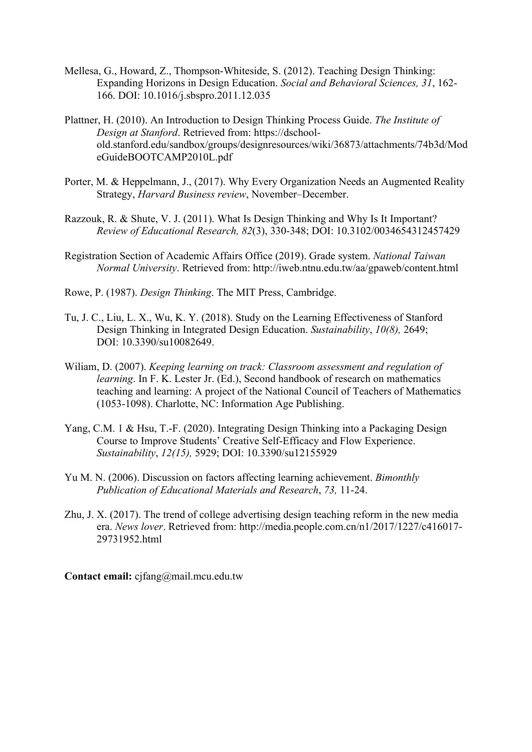Mellesa, G., Howard, Z., Thompson-Whiteside, S. (2012). Teaching Design Thinking: Expanding Horizons in Design Education. *Social and Behavioral Sciences, 31*, 162-166. DOI: 10.1016/j.sbspro.2011.12.035

Plattner, H. (2010). An Introduction to Design Thinking Process Guide. *The Institute of Design at Stanford*. Retrieved from: https://dschool-old.stanford.edu/sandbox/groups/designresources/wiki/36873/attachments/74b3d/ModeGuideBOOTCAMP2010L.pdf

Porter, M. & Heppelmann, J., (2017). Why Every Organization Needs an Augmented Reality Strategy, *Harvard Business review*, November–December.

Razzouk, R. & Shute, V. J. (2011). What Is Design Thinking and Why Is It Important? *Review of Educational Research, 82*(3), 330-348; DOI: 10.3102/0034654312457429

Registration Section of Academic Affairs Office (2019). Grade system. *National Taiwan Normal University*. Retrieved from: http://iweb.ntnu.edu.tw/aa/gpaweb/content.html

Rowe, P. (1987). *Design Thinking*. The MIT Press, Cambridge.

Tu, J. C., Liu, L. X., Wu, K. Y. (2018). Study on the Learning Effectiveness of Stanford Design Thinking in Integrated Design Education. *Sustainability*, *10(8),* 2649; DOI: 10.3390/su10082649.

Wiliam, D. (2007). *Keeping learning on track: Classroom assessment and regulation of learning*. In F. K. Lester Jr. (Ed.), Second handbook of research on mathematics teaching and learning: A project of the National Council of Teachers of Mathematics (1053-1098). Charlotte, NC: Information Age Publishing.

Yang, C.M. 1 & Hsu, T.-F. (2020). Integrating Design Thinking into a Packaging Design Course to Improve Students' Creative Self-Efficacy and Flow Experience. *Sustainability*, *12(15),* 5929; DOI: 10.3390/su12155929

Yu M. N. (2006). Discussion on factors affecting learning achievement. *Bimonthly Publication of Educational Materials and Research*, *73,* 11-24.

Zhu, J. X. (2017). The trend of college advertising design teaching reform in the new media era. *News lover*. Retrieved from: http://media.people.com.cn/n1/2017/1227/c416017-29731952.html

**Contact email:** cjfang@mail.mcu.edu.tw